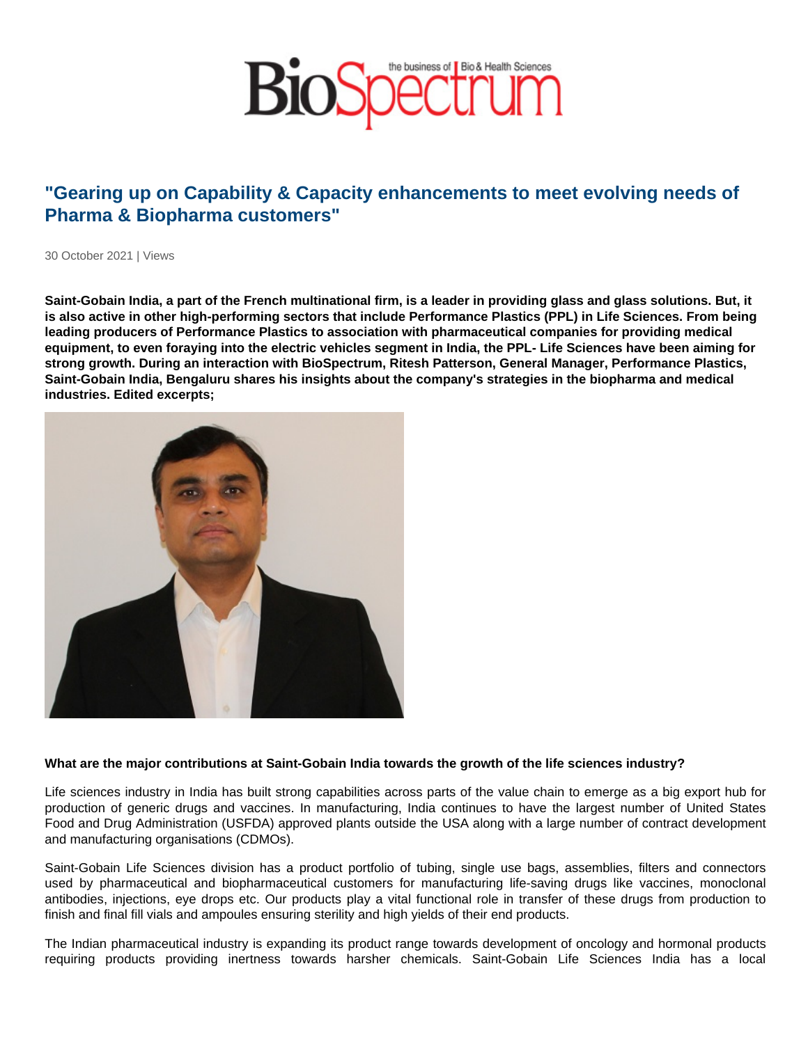# "Gearing up on Capability & Capacity enhancements to meet evolving needs of Pharma & Biopharma customers"

30 October 2021 | Views

**Saint-Gobain India, a part of the French multinational firm, is a leader in providing glass and glass solutions. But, it is also active in other high-performing sectors that include Performance Plastics (PPL) in Life Sciences. From being leading producers of Performance Plastics to association with pharmaceutical companies for providing medical equipment, to even foraying into the electric vehicles segment in India, the PPL- Life Sciences have been aiming for strong growth. During an interaction with BioSpectrum, Ritesh Patterson, General Manager, Performance Plastics, Saint-Gobain India, Bengaluru shares his insights about the company's strategies in the biopharma and medical industries. Edited excerpts;**

**What are the major contributions at Saint-Gobain India towards the growth of the life sciences industry?**

Life sciences industry in India has built strong capabilities across parts of the value chain to emerge as a big export hub for production of generic drugs and vaccines. In manufacturing, India continues to have the largest number of United States Food and Drug Administration (USFDA) approved plants outside the USA along with a large number of contract development and manufacturing organisations (CDMOs).

Saint-Gobain Life Sciences division has a product portfolio of tubing, single use bags, assemblies, filters and connectors used by pharmaceutical and biopharmaceutical customers for manufacturing life-saving drugs like vaccines, monoclonal antibodies, injections, eye drops etc. Our products play a vital functional role in transfer of these drugs from production to finish and final fill vials and ampoules ensuring sterility and high yields of their end products.

The Indian pharmaceutical industry is expanding its product range towards development of oncology and hormonal products requiring products providing inertness towards harsher chemicals. Saint-Gobain Life Sciences India has a local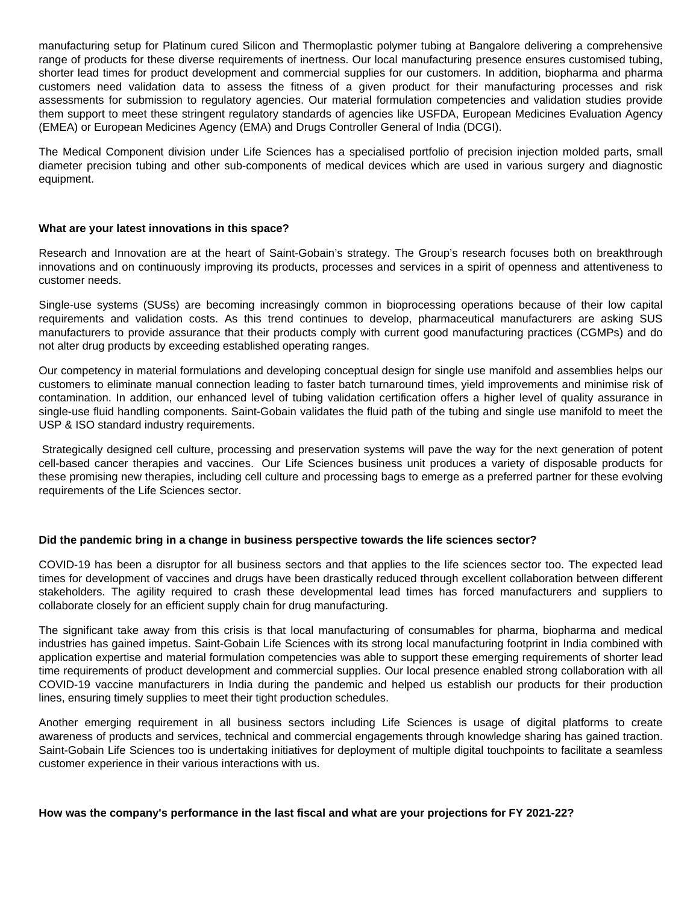manufacturing setup for Platinum cured Silicon and Thermoplastic polymer tubing at Bangalore delivering a comprehensive range of products for these diverse requirements of inertness. Our local manufacturing presence ensures customised tubing, shorter lead times for product development and commercial supplies for our customers. In addition, biopharma and pharma customers need validation data to assess the fitness of a given product for their manufacturing processes and risk assessments for submission to regulatory agencies. Our material formulation competencies and validation studies provide them support to meet these stringent regulatory standards of agencies like USFDA, European Medicines Evaluation Agency (EMEA) or European Medicines Agency (EMA) and Drugs Controller General of India (DCGI).

The Medical Component division under Life Sciences has a specialised portfolio of precision injection molded parts, small diameter precision tubing and other sub-components of medical devices which are used in various surgery and diagnostic equipment.

**What are your latest innovations in this space?**

Research and Innovation are at the heart of Saint-Gobain's strategy. The Group's research focuses both on breakthrough innovations and on continuously improving its products, processes and services in a spirit of openness and attentiveness to customer needs.

Single-use systems (SUSs) are becoming increasingly common in bioprocessing operations because of their low capital requirements and validation costs. As this trend continues to develop, pharmaceutical manufacturers are asking SUS manufacturers to provide assurance that their products comply with current good manufacturing practices (CGMPs) and do not alter drug products by exceeding established operating ranges.

Our competency in material formulations and developing conceptual design for single use manifold and assemblies helps our customers to eliminate manual connection leading to faster batch turnaround times, yield improvements and minimise risk of contamination. In addition, our enhanced level of tubing validation certification offers a higher level of quality assurance in single-use fluid handling components. Saint-Gobain validates the fluid path of the tubing and single use manifold to meet the USP & ISO standard industry requirements.

Strategically designed cell culture, processing and preservation systems will pave the way for the next generation of potent cell-based cancer therapies and vaccines. Our Life Sciences business unit produces a variety of disposable products for these promising new therapies, including cell culture and processing bags to emerge as a preferred partner for these evolving requirements of the Life Sciences sector.

**Did the pandemic bring in a change in business perspective towards the life sciences sector?**

COVID-19 has been a disruptor for all business sectors and that applies to the life sciences sector too. The expected lead times for development of vaccines and drugs have been drastically reduced through excellent collaboration between different stakeholders. The agility required to crash these developmental lead times has forced manufacturers and suppliers to collaborate closely for an efficient supply chain for drug manufacturing.

The significant take away from this crisis is that local manufacturing of consumables for pharma, biopharma and medical industries has gained impetus. Saint-Gobain Life Sciences with its strong local manufacturing footprint in India combined with application expertise and material formulation competencies was able to support these emerging requirements of shorter lead time requirements of product development and commercial supplies. Our local presence enabled strong collaboration with all COVID-19 vaccine manufacturers in India during the pandemic and helped us establish our products for their production lines, ensuring timely supplies to meet their tight production schedules.

Another emerging requirement in all business sectors including Life Sciences is usage of digital platforms to create awareness of products and services, technical and commercial engagements through knowledge sharing has gained traction. Saint-Gobain Life Sciences too is undertaking initiatives for deployment of multiple digital touchpoints to facilitate a seamless customer experience in their various interactions with us.

**How was the company's performance in the last fiscal and what are your projections for FY 2021-22?**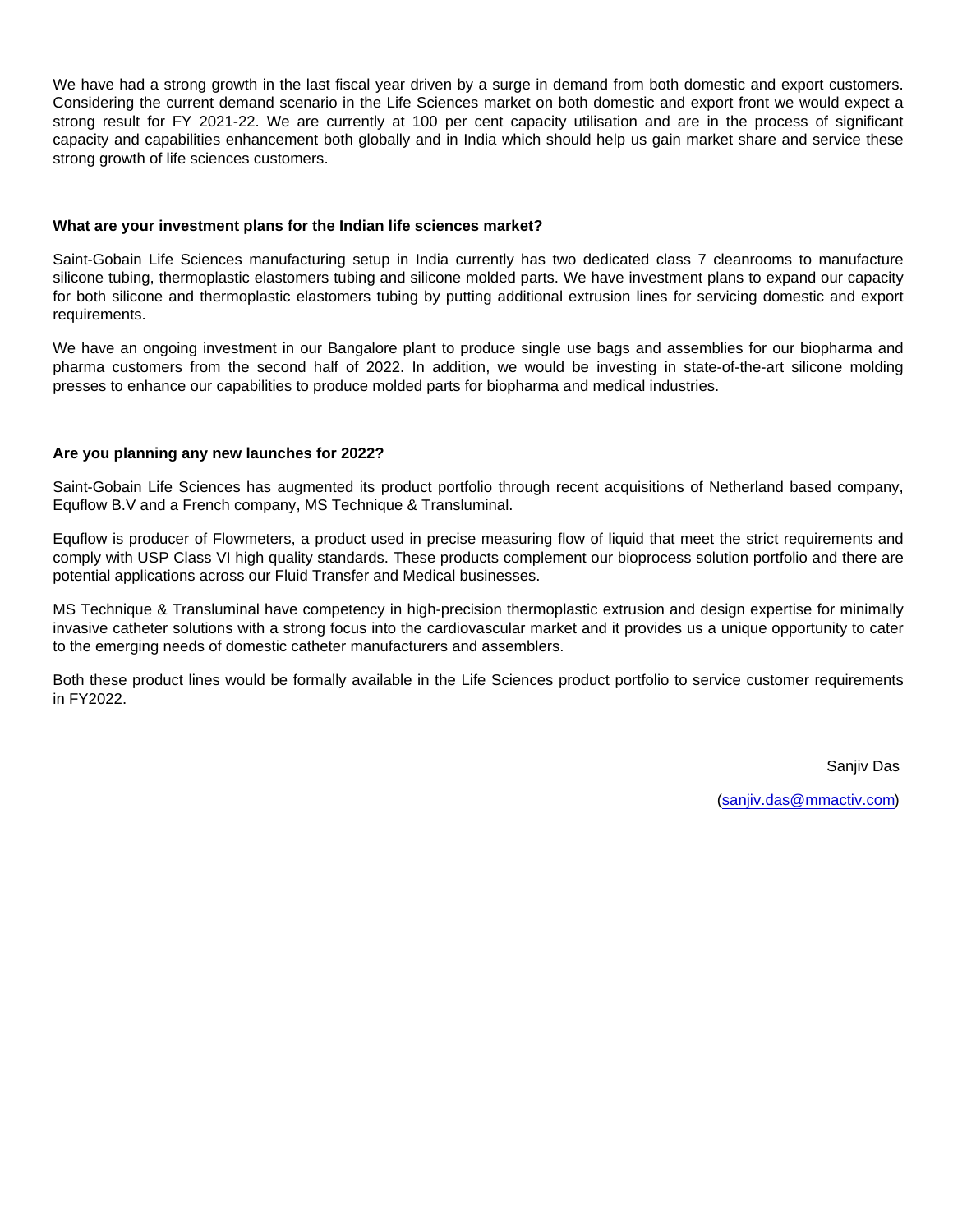We have had a strong growth in the last fiscal year driven by a surge in demand from both domestic and export customers. Considering the current demand scenario in the Life Sciences market on both domestic and export front we would expect a strong result for FY 2021-22. We are currently at 100 per cent capacity utilisation and are in the process of significant capacity and capabilities enhancement both globally and in India which should help us gain market share and service these strong growth of life sciences customers.

**What are your investment plans for the Indian life sciences market?**

Saint-Gobain Life Sciences manufacturing setup in India currently has two dedicated class 7 cleanrooms to manufacture silicone tubing, thermoplastic elastomers tubing and silicone molded parts. We have investment plans to expand our capacity for both silicone and thermoplastic elastomers tubing by putting additional extrusion lines for servicing domestic and export requirements.

We have an ongoing investment in our Bangalore plant to produce single use bags and assemblies for our biopharma and pharma customers from the second half of 2022. In addition, we would be investing in state-of-the-art silicone molding presses to enhance our capabilities to produce molded parts for biopharma and medical industries.

**Are you planning any new launches for 2022?**

Saint-Gobain Life Sciences has augmented its product portfolio through recent acquisitions of Netherland based company, Equflow B.V and a French company, MS Technique & Transluminal.

Equflow is producer of Flowmeters, a product used in precise measuring flow of liquid that meet the strict requirements and comply with USP Class VI high quality standards. These products complement our bioprocess solution portfolio and there are potential applications across our Fluid Transfer and Medical businesses.

MS Technique & Transluminal have competency in high-precision thermoplastic extrusion and design expertise for minimally invasive catheter solutions with a strong focus into the cardiovascular market and it provides us a unique opportunity to cater to the emerging needs of domestic catheter manufacturers and assemblers.

Both these product lines would be formally available in the Life Sciences product portfolio to service customer requirements in FY2022.

Sanjiv Das

(sanjiv.das@mmactiv.com)